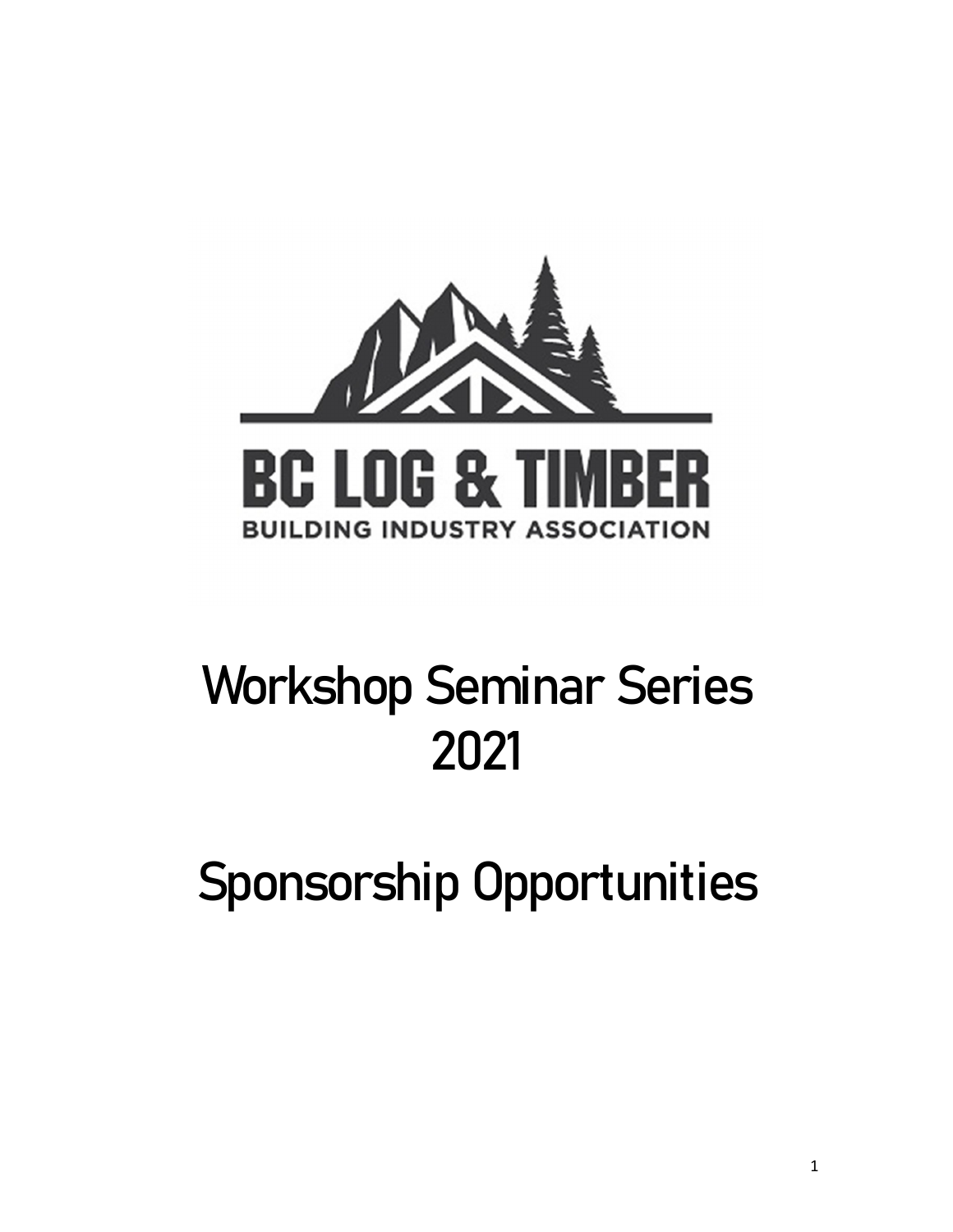BC LOG & TIMBER

BUILDING INDUSTRY ASSOCIATION

# Workshop Seminar Series 2021

# Sponsorship Opportunities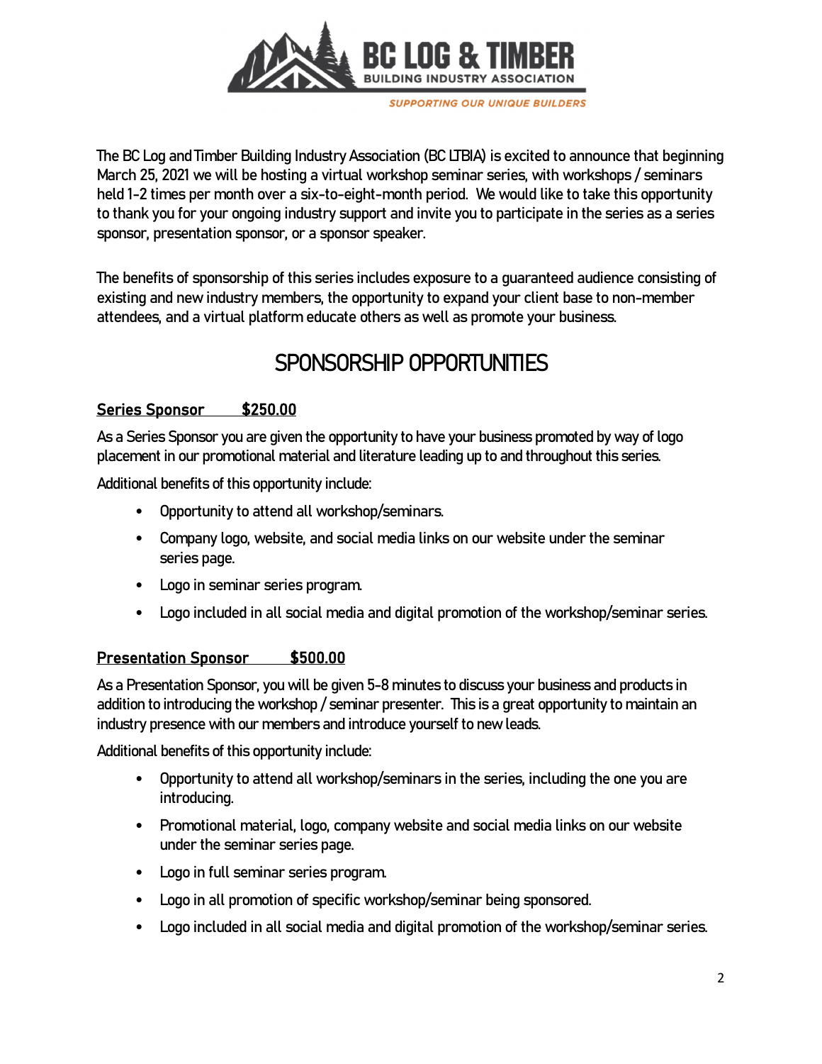The BC Log and Timber Building Industry Association (BC LTBIA) is excited to announce that beginning March 25, 2021 we will be hosting a virtual workshop seminar series, with workshops / seminars held 1-2 times per month over a six-to-eight-month period. We would like to take this opportunity to thank you for your ongoing industry support and invite you to participate in the series as a series sponsor, presentation sponsor, or a sponsor speaker.

The benefits of sponsorship of this series includes exposure to a guaranteed audience consisting of existing and new industry members, the opportunity to expand your client base to non-member attendees, and a virtual platform educate others as well as promote your business.

# SPONSORSHIP OPPORTUNITIES

### Series Sponsor $250.00

As a Series Sponsor you are given the opportunity to have your business promoted by way of logo placement in our promotional material and literature leading up to and throughout this series.

Additional benefits of this opportunity include:

- Opportunity to attend all workshop/seminars.
- Company logo, website, and social media links on our website under the seminar series page.
- Logo in seminar series program.
- Logo included in all social media and digital promotion of the workshop/seminar series.

### Presentation Sponsor $500.00

As a Presentation Sponsor, you will be given 5-8 minutes to discuss your business and products in addition to introducing the workshop / seminar presenter. This is a great opportunity to maintain an industry presence with our members and introduce yourself to new leads.

Additional benefits of this opportunity include:

- Opportunity to attend all workshop/seminars in the series, including the one you are introducing.
- Promotional material, logo, company website and social media links on our website under the seminar series page.
- Logo in full seminar series program.
- Logo in all promotion of specific workshop/seminar being sponsored.
- Logo included in all social media and digital promotion of the workshop/seminar series.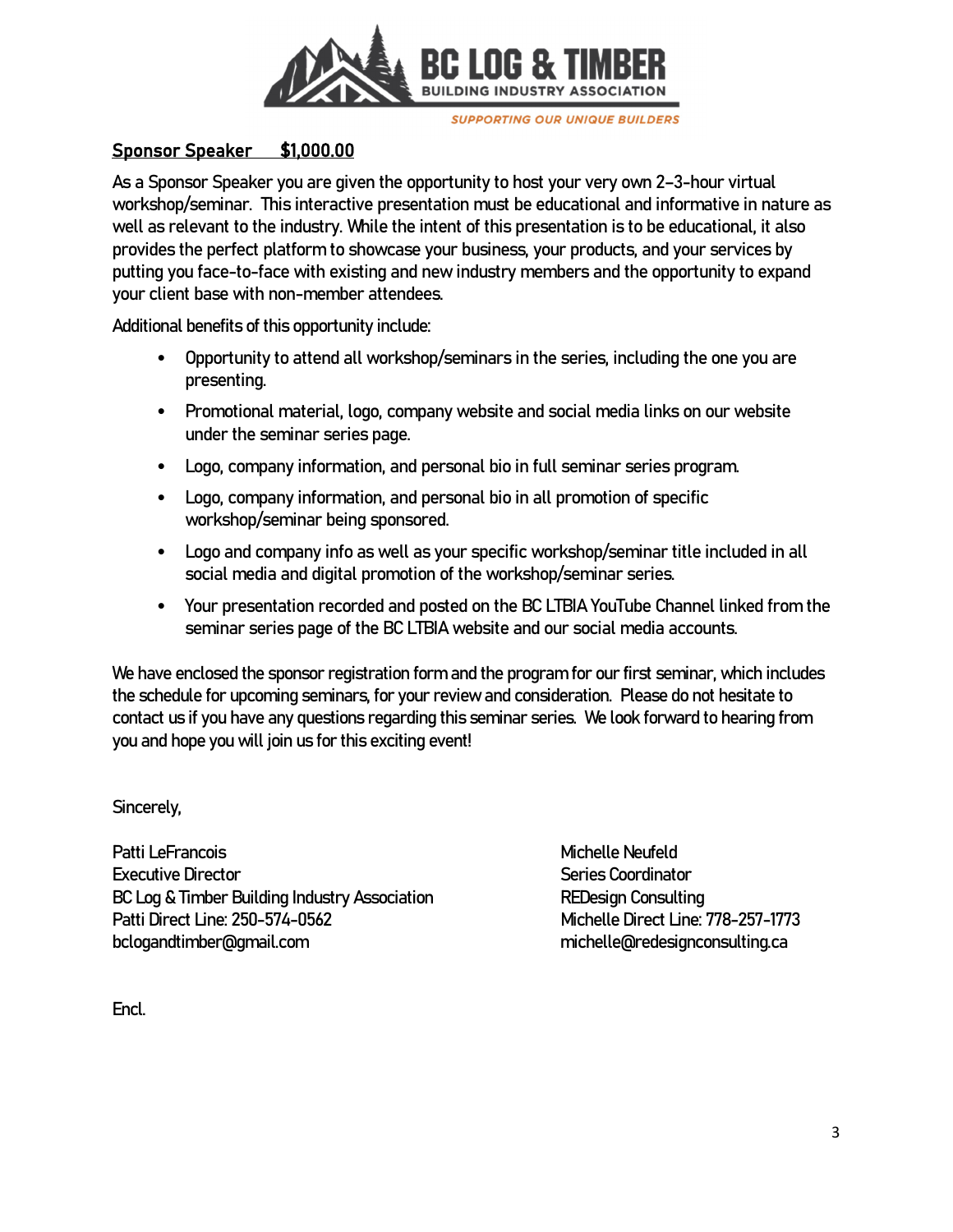**<u>Sponsor Speaker $1,000.00</u>**

As a Sponsor Speaker you are given the opportunity to host your very own 2-3-hour virtual workshop/seminar. This interactive presentation must be educational and informative in nature as well as relevant to the industry. While the intent of this presentation is to be educational, it also provides the perfect platform to showcase your business, your products, and your services by putting you face-to-face with existing and new industry members and the opportunity to expand your client base with non-member attendees.

Additional benefits of this opportunity include:

- Opportunity to attend all workshop/seminars in the series, including the one you are presenting.
- Promotional material, logo, company website and social media links on our website under the seminar series page.
- Logo, company information, and personal bio in full seminar series program.
- Logo, company information, and personal bio in all promotion of specific workshop/seminar being sponsored.
- Logo and company info as well as your specific workshop/seminar title included in all social media and digital promotion of the workshop/seminar series.
- Your presentation recorded and posted on the BC LTBIA YouTube Channel linked from the seminar series page of the BC LTBIA website and our social media accounts.

We have enclosed the sponsor registration form and the program for our first seminar, which includes the schedule for upcoming seminars, for your review and consideration. Please do not hesitate to contact us if you have any questions regarding this seminar series. We look forward to hearing from you and hope you will join us for this exciting event!

Sincerely,

Patti LeFrancois
Executive Director
BC Log & Timber Building Industry Association
Patti Direct Line: 250-574-0562
bclogandtimber@gmail.com

Michelle Neufeld
Series Coordinator
REDesign Consulting
Michelle Direct Line: 778-257-1773
michelle@redesignconsulting.ca

Encl.